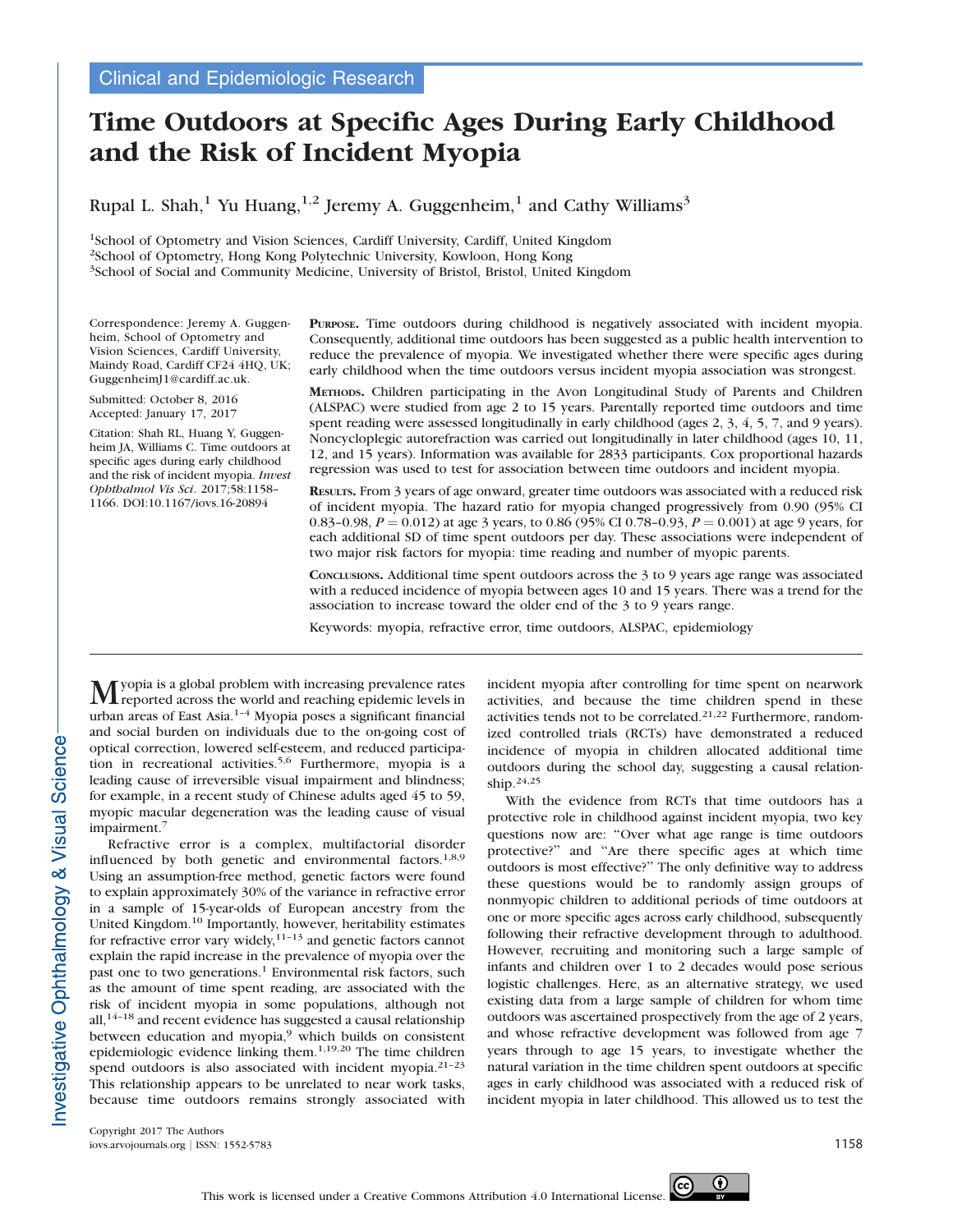Clinical and Epidemiologic Research

# Time Outdoors at Specific Ages During Early Childhood and the Risk of Incident Myopia

Rupal L. Shah,[1] Yu Huang,[1,2] Jeremy A. Guggenheim,[1] and Cathy Williams[3]

[1]School of Optometry and Vision Sciences, Cardiff University, Cardiff, United Kingdom
[2]School of Optometry, Hong Kong Polytechnic University, Kowloon, Hong Kong
[3]School of Social and Community Medicine, University of Bristol, Bristol, United Kingdom

Correspondence: Jeremy A. Guggenheim, School of Optometry and Vision Sciences, Cardiff University, Maindy Road, Cardiff CF24 4HQ, UK; GuggenheimJ1@cardiff.ac.uk.

Submitted: October 8, 2016
Accepted: January 17, 2017

Citation: Shah RL, Huang Y, Guggenheim JA, Williams C. Time outdoors at specific ages during early childhood and the risk of incident myopia. *Invest Ophthalmol Vis Sci*. 2017;58:1158–1166. DOI:10.1167/iovs.16-20894

**PURPOSE.** Time outdoors during childhood is negatively associated with incident myopia. Consequently, additional time outdoors has been suggested as a public health intervention to reduce the prevalence of myopia. We investigated whether there were specific ages during early childhood when the time outdoors versus incident myopia association was strongest.

**METHODS.** Children participating in the Avon Longitudinal Study of Parents and Children (ALSPAC) were studied from age 2 to 15 years. Parentally reported time outdoors and time spent reading were assessed longitudinally in early childhood (ages 2, 3, 4, 5, 7, and 9 years). Noncycloplegic autorefraction was carried out longitudinally in later childhood (ages 10, 11, 12, and 15 years). Information was available for 2833 participants. Cox proportional hazards regression was used to test for association between time outdoors and incident myopia.

**RESULTS.** From 3 years of age onward, greater time outdoors was associated with a reduced risk of incident myopia. The hazard ratio for myopia changed progressively from 0.90 (95% CI 0.83–0.98, $P = 0.012$) at age 3 years, to 0.86 (95% CI 0.78–0.93, $P = 0.001$) at age 9 years, for each additional SD of time spent outdoors per day. These associations were independent of two major risk factors for myopia: time reading and number of myopic parents.

**CONCLUSIONS.** Additional time spent outdoors across the 3 to 9 years age range was associated with a reduced incidence of myopia between ages 10 and 15 years. There was a trend for the association to increase toward the older end of the 3 to 9 years range.

Keywords: myopia, refractive error, time outdoors, ALSPAC, epidemiology

Myopia is a global problem with increasing prevalence rates reported across the world and reaching epidemic levels in urban areas of East Asia.[1–4] Myopia poses a significant financial and social burden on individuals due to the on-going cost of optical correction, lowered self-esteem, and reduced participation in recreational activities.[5,6] Furthermore, myopia is a leading cause of irreversible visual impairment and blindness; for example, in a recent study of Chinese adults aged 45 to 59, myopic macular degeneration was the leading cause of visual impairment.[7]

Refractive error is a complex, multifactorial disorder influenced by both genetic and environmental factors.[1,8,9] Using an assumption-free method, genetic factors were found to explain approximately 30% of the variance in refractive error in a sample of 15-year-olds of European ancestry from the United Kingdom.[10] Importantly, however, heritability estimates for refractive error vary widely,[11–13] and genetic factors cannot explain the rapid increase in the prevalence of myopia over the past one to two generations.[1] Environmental risk factors, such as the amount of time spent reading, are associated with the risk of incident myopia in some populations, although not all,[14–18] and recent evidence has suggested a causal relationship between education and myopia,[9] which builds on consistent epidemiologic evidence linking them.[1,19,20] The time children spend outdoors is also associated with incident myopia.[21–23] This relationship appears to be unrelated to near work tasks, because time outdoors remains strongly associated with incident myopia after controlling for time spent on nearwork activities, and because the time children spend in these activities tends not to be correlated.[21,22] Furthermore, randomized controlled trials (RCTs) have demonstrated a reduced incidence of myopia in children allocated additional time outdoors during the school day, suggesting a causal relationship.[24,25]

With the evidence from RCTs that time outdoors has a protective role in childhood against incident myopia, two key questions now are: "Over what age range is time outdoors protective?" and "Are there specific ages at which time outdoors is most effective?" The only definitive way to address these questions would be to randomly assign groups of nonmyopic children to additional periods of time outdoors at one or more specific ages across early childhood, subsequently following their refractive development through to adulthood. However, recruiting and monitoring such a large sample of infants and children over 1 to 2 decades would pose serious logistic challenges. Here, as an alternative strategy, we used existing data from a large sample of children for whom time outdoors was ascertained prospectively from the age of 2 years, and whose refractive development was followed from age 7 years through to age 15 years, to investigate whether the natural variation in the time children spent outdoors at specific ages in early childhood was associated with a reduced risk of incident myopia in later childhood. This allowed us to test the

Copyright 2017 The Authors
iovs.arvojournals.org | ISSN: 1552-5783

This work is licensed under a Creative Commons Attribution 4.0 International License.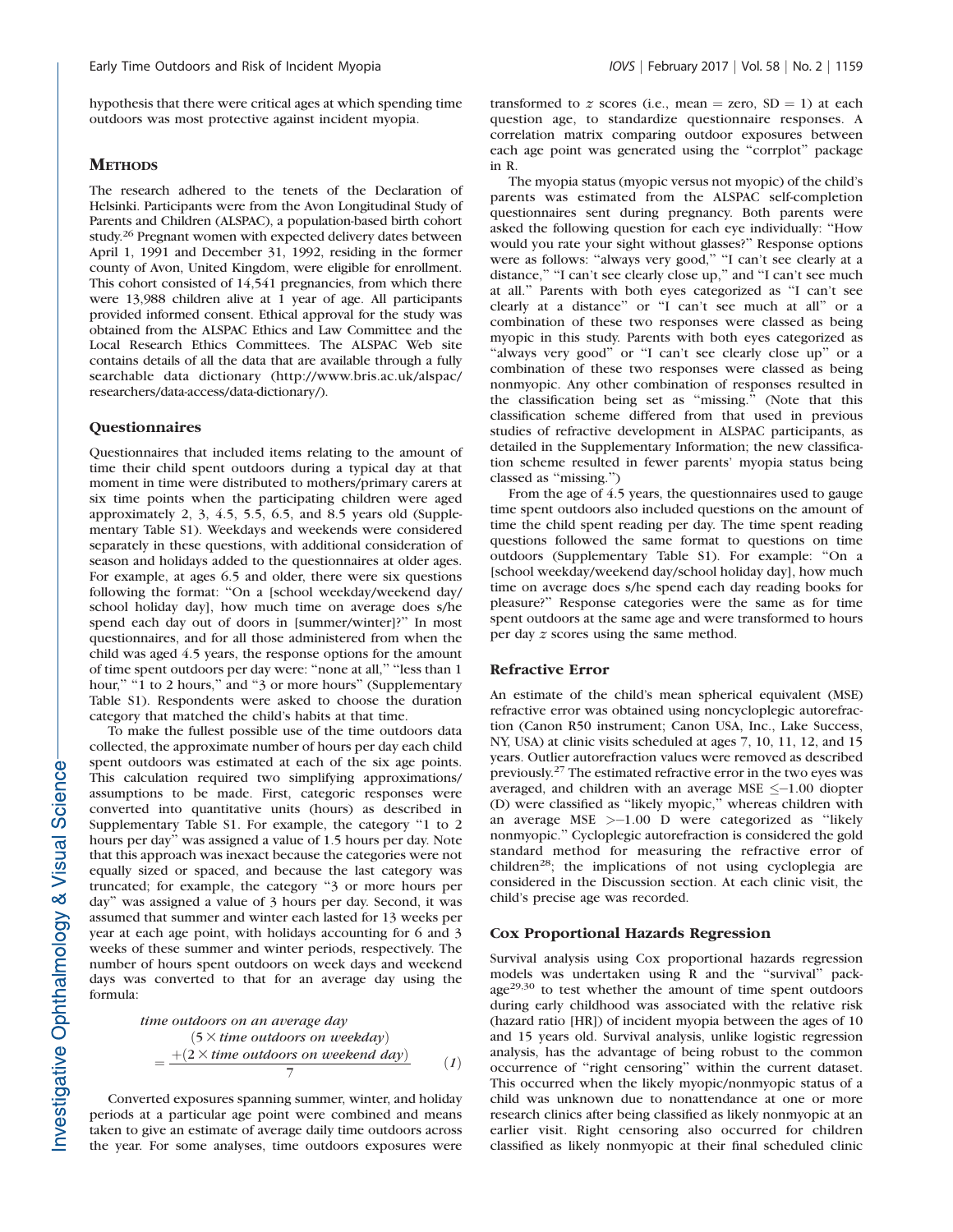hypothesis that there were critical ages at which spending time outdoors was most protective against incident myopia.

## Methods

The research adhered to the tenets of the Declaration of Helsinki. Participants were from the Avon Longitudinal Study of Parents and Children (ALSPAC), a population-based birth cohort study.[26] Pregnant women with expected delivery dates between April 1, 1991 and December 31, 1992, residing in the former county of Avon, United Kingdom, were eligible for enrollment. This cohort consisted of 14,541 pregnancies, from which there were 13,988 children alive at 1 year of age. All participants provided informed consent. Ethical approval for the study was obtained from the ALSPAC Ethics and Law Committee and the Local Research Ethics Committees. The ALSPAC Web site contains details of all the data that are available through a fully searchable data dictionary (http://www.bris.ac.uk/alspac/researchers/data-access/data-dictionary/).

### Questionnaires

Questionnaires that included items relating to the amount of time their child spent outdoors during a typical day at that moment in time were distributed to mothers/primary carers at six time points when the participating children were aged approximately 2, 3, 4.5, 5.5, 6.5, and 8.5 years old (Supplementary Table S1). Weekdays and weekends were considered separately in these questions, with additional consideration of season and holidays added to the questionnaires at older ages. For example, at ages 6.5 and older, there were six questions following the format: "On a [school weekday/weekend day/school holiday day], how much time on average does s/he spend each day out of doors in [summer/winter]?" In most questionnaires, and for all those administered from when the child was aged 4.5 years, the response options for the amount of time spent outdoors per day were: "none at all," "less than 1 hour," "1 to 2 hours," and "3 or more hours" (Supplementary Table S1). Respondents were asked to choose the duration category that matched the child's habits at that time.

To make the fullest possible use of the time outdoors data collected, the approximate number of hours per day each child spent outdoors was estimated at each of the six age points. This calculation required two simplifying approximations/assumptions to be made. First, categoric responses were converted into quantitative units (hours) as described in Supplementary Table S1. For example, the category "1 to 2 hours per day" was assigned a value of 1.5 hours per day. Note that this approach was inexact because the categories were not equally sized or spaced, and because the last category was truncated; for example, the category "3 or more hours per day" was assigned a value of 3 hours per day. Second, it was assumed that summer and winter each lasted for 13 weeks per year at each age point, with holidays accounting for 6 and 3 weeks of these summer and winter periods, respectively. The number of hours spent outdoors on week days and weekend days was converted to that for an average day using the formula:

$$\textit{time outdoors on an average day} = \frac{(5 \times \textit{time outdoors on weekday}) + (2 \times \textit{time outdoors on weekend day})}{7} \qquad (1)$$

Converted exposures spanning summer, winter, and holiday periods at a particular age point were combined and means taken to give an estimate of average daily time outdoors across the year. For some analyses, time outdoors exposures were transformed to $z$ scores (i.e., mean = zero, SD = 1) at each question age, to standardize questionnaire responses. A correlation matrix comparing outdoor exposures between each age point was generated using the "corrplot" package in R.

The myopia status (myopic versus not myopic) of the child's parents was estimated from the ALSPAC self-completion questionnaires sent during pregnancy. Both parents were asked the following question for each eye individually: "How would you rate your sight without glasses?" Response options were as follows: "always very good," "I can't see clearly at a distance," "I can't see clearly close up," and "I can't see much at all." Parents with both eyes categorized as "I can't see clearly at a distance" or "I can't see much at all" or a combination of these two responses were classed as being myopic in this study. Parents with both eyes categorized as "always very good" or "I can't see clearly close up" or a combination of these two responses were classed as being nonmyopic. Any other combination of responses resulted in the classification being set as "missing." (Note that this classification scheme differed from that used in previous studies of refractive development in ALSPAC participants, as detailed in the Supplementary Information; the new classification scheme resulted in fewer parents' myopia status being classed as "missing.")

From the age of 4.5 years, the questionnaires used to gauge time spent outdoors also included questions on the amount of time the child spent reading per day. The time spent reading questions followed the same format to questions on time outdoors (Supplementary Table S1). For example: "On a [school weekday/weekend day/school holiday day], how much time on average does s/he spend each day reading books for pleasure?" Response categories were the same as for time spent outdoors at the same age and were transformed to hours per day $z$ scores using the same method.

### Refractive Error

An estimate of the child's mean spherical equivalent (MSE) refractive error was obtained using noncycloplegic autorefraction (Canon R50 instrument; Canon USA, Inc., Lake Success, NY, USA) at clinic visits scheduled at ages 7, 10, 11, 12, and 15 years. Outlier autorefraction values were removed as described previously.[27] The estimated refractive error in the two eyes was averaged, and children with an average MSE $\leq -1.00$ diopter (D) were classified as "likely myopic," whereas children with an average MSE $> -1.00$ D were categorized as "likely nonmyopic." Cycloplegic autorefraction is considered the gold standard method for measuring the refractive error of children[28]; the implications of not using cycloplegia are considered in the Discussion section. At each clinic visit, the child's precise age was recorded.

### Cox Proportional Hazards Regression

Survival analysis using Cox proportional hazards regression models was undertaken using R and the "survival" package[29,30] to test whether the amount of time spent outdoors during early childhood was associated with the relative risk (hazard ratio [HR]) of incident myopia between the ages of 10 and 15 years old. Survival analysis, unlike logistic regression analysis, has the advantage of being robust to the common occurrence of "right censoring" within the current dataset. This occurred when the likely myopic/nonmyopic status of a child was unknown due to nonattendance at one or more research clinics after being classified as likely nonmyopic at an earlier visit. Right censoring also occurred for children classified as likely nonmyopic at their final scheduled clinic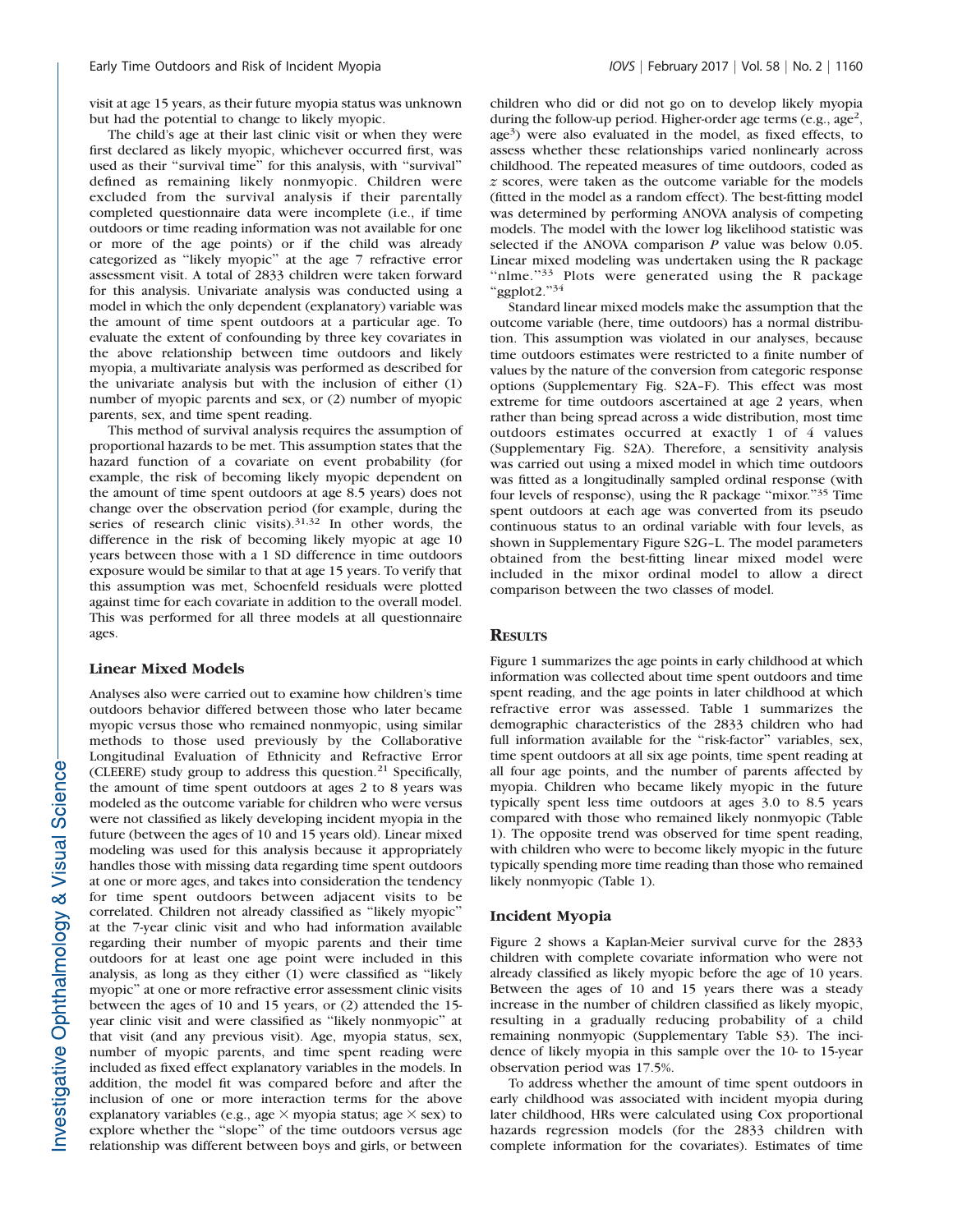visit at age 15 years, as their future myopia status was unknown but had the potential to change to likely myopic.

The child's age at their last clinic visit or when they were first declared as likely myopic, whichever occurred first, was used as their "survival time" for this analysis, with "survival" defined as remaining likely nonmyopic. Children were excluded from the survival analysis if their parentally completed questionnaire data were incomplete (i.e., if time outdoors or time reading information was not available for one or more of the age points) or if the child was already categorized as "likely myopic" at the age 7 refractive error assessment visit. A total of 2833 children were taken forward for this analysis. Univariate analysis was conducted using a model in which the only dependent (explanatory) variable was the amount of time spent outdoors at a particular age. To evaluate the extent of confounding by three key covariates in the above relationship between time outdoors and likely myopia, a multivariate analysis was performed as described for the univariate analysis but with the inclusion of either (1) number of myopic parents and sex, or (2) number of myopic parents, sex, and time spent reading.

This method of survival analysis requires the assumption of proportional hazards to be met. This assumption states that the hazard function of a covariate on event probability (for example, the risk of becoming likely myopic dependent on the amount of time spent outdoors at age 8.5 years) does not change over the observation period (for example, during the series of research clinic visits).[31,32] In other words, the difference in the risk of becoming likely myopic at age 10 years between those with a 1 SD difference in time outdoors exposure would be similar to that at age 15 years. To verify that this assumption was met, Schoenfeld residuals were plotted against time for each covariate in addition to the overall model. This was performed for all three models at all questionnaire ages.

### Linear Mixed Models

Analyses also were carried out to examine how children's time outdoors behavior differed between those who later became myopic versus those who remained nonmyopic, using similar methods to those used previously by the Collaborative Longitudinal Evaluation of Ethnicity and Refractive Error (CLEERE) study group to address this question.[21] Specifically, the amount of time spent outdoors at ages 2 to 8 years was modeled as the outcome variable for children who were versus were not classified as likely developing incident myopia in the future (between the ages of 10 and 15 years old). Linear mixed modeling was used for this analysis because it appropriately handles those with missing data regarding time spent outdoors at one or more ages, and takes into consideration the tendency for time spent outdoors between adjacent visits to be correlated. Children not already classified as "likely myopic" at the 7-year clinic visit and who had information available regarding their number of myopic parents and their time outdoors for at least one age point were included in this analysis, as long as they either (1) were classified as "likely myopic" at one or more refractive error assessment clinic visits between the ages of 10 and 15 years, or (2) attended the 15-year clinic visit and were classified as "likely nonmyopic" at that visit (and any previous visit). Age, myopia status, sex, number of myopic parents, and time spent reading were included as fixed effect explanatory variables in the models. In addition, the model fit was compared before and after the inclusion of one or more interaction terms for the above explanatory variables (e.g., age × myopia status; age × sex) to explore whether the "slope" of the time outdoors versus age relationship was different between boys and girls, or between children who did or did not go on to develop likely myopia during the follow-up period. Higher-order age terms (e.g., $age^2$, $age^3$) were also evaluated in the model, as fixed effects, to assess whether these relationships varied nonlinearly across childhood. The repeated measures of time outdoors, coded as $z$ scores, were taken as the outcome variable for the models (fitted in the model as a random effect). The best-fitting model was determined by performing ANOVA analysis of competing models. The model with the lower log likelihood statistic was selected if the ANOVA comparison $P$ value was below 0.05. Linear mixed modeling was undertaken using the R package "nlme."[33] Plots were generated using the R package "ggplot2."[34]

Standard linear mixed models make the assumption that the outcome variable (here, time outdoors) has a normal distribution. This assumption was violated in our analyses, because time outdoors estimates were restricted to a finite number of values by the nature of the conversion from categoric response options (Supplementary Fig. S2A–F). This effect was most extreme for time outdoors ascertained at age 2 years, when rather than being spread across a wide distribution, most time outdoors estimates occurred at exactly 1 of 4 values (Supplementary Fig. S2A). Therefore, a sensitivity analysis was carried out using a mixed model in which time outdoors was fitted as a longitudinally sampled ordinal response (with four levels of response), using the R package "mixor."[35] Time spent outdoors at each age was converted from its pseudo continuous status to an ordinal variable with four levels, as shown in Supplementary Figure S2G–L. The model parameters obtained from the best-fitting linear mixed model were included in the mixor ordinal model to allow a direct comparison between the two classes of model.

## Results

Figure 1 summarizes the age points in early childhood at which information was collected about time spent outdoors and time spent reading, and the age points in later childhood at which refractive error was assessed. Table 1 summarizes the demographic characteristics of the 2833 children who had full information available for the "risk-factor" variables, sex, time spent outdoors at all six age points, time spent reading at all four age points, and the number of parents affected by myopia. Children who became likely myopic in the future typically spent less time outdoors at ages 3.0 to 8.5 years compared with those who remained likely nonmyopic (Table 1). The opposite trend was observed for time spent reading, with children who were to become likely myopic in the future typically spending more time reading than those who remained likely nonmyopic (Table 1).

### Incident Myopia

Figure 2 shows a Kaplan-Meier survival curve for the 2833 children with complete covariate information who were not already classified as likely myopic before the age of 10 years. Between the ages of 10 and 15 years there was a steady increase in the number of children classified as likely myopic, resulting in a gradually reducing probability of a child remaining nonmyopic (Supplementary Table S3). The incidence of likely myopia in this sample over the 10- to 15-year observation period was 17.5%.

To address whether the amount of time spent outdoors in early childhood was associated with incident myopia during later childhood, HRs were calculated using Cox proportional hazards regression models (for the 2833 children with complete information for the covariates). Estimates of time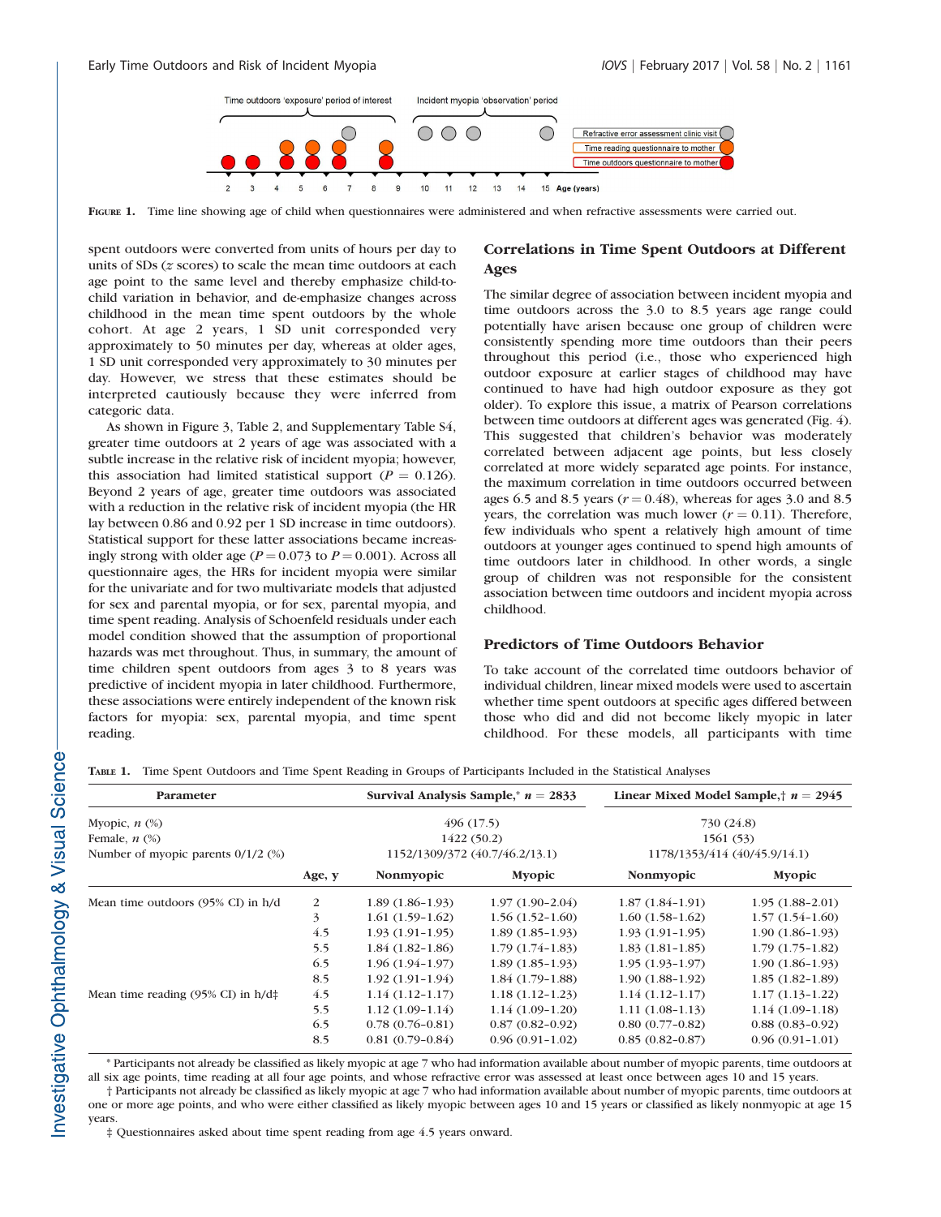FIGURE 1. Time line showing age of child when questionnaires were administered and when refractive assessments were carried out.

spent outdoors were converted from units of hours per day to units of SDs (z scores) to scale the mean time outdoors at each age point to the same level and thereby emphasize child-to-child variation in behavior, and de-emphasize changes across childhood in the mean time spent outdoors by the whole cohort. At age 2 years, 1 SD unit corresponded very approximately to 50 minutes per day, whereas at older ages, 1 SD unit corresponded very approximately to 30 minutes per day. However, we stress that these estimates should be interpreted cautiously because they were inferred from categoric data.

As shown in Figure 3, Table 2, and Supplementary Table S4, greater time outdoors at 2 years of age was associated with a subtle increase in the relative risk of incident myopia; however, this association had limited statistical support ($P = 0.126$). Beyond 2 years of age, greater time outdoors was associated with a reduction in the relative risk of incident myopia (the HR lay between 0.86 and 0.92 per 1 SD increase in time outdoors). Statistical support for these latter associations became increasingly strong with older age ($P = 0.073$ to $P = 0.001$). Across all questionnaire ages, the HRs for incident myopia were similar for the univariate and for two multivariate models that adjusted for sex and parental myopia, or for sex, parental myopia, and time spent reading. Analysis of Schoenfeld residuals under each model condition showed that the assumption of proportional hazards was met throughout. Thus, in summary, the amount of time children spent outdoors from ages 3 to 8 years was predictive of incident myopia in later childhood. Furthermore, these associations were entirely independent of the known risk factors for myopia: sex, parental myopia, and time spent reading.

## Correlations in Time Spent Outdoors at Different Ages

The similar degree of association between incident myopia and time outdoors across the 3.0 to 8.5 years age range could potentially have arisen because one group of children were consistently spending more time outdoors than their peers throughout this period (i.e., those who experienced high outdoor exposure at earlier stages of childhood may have continued to have had high outdoor exposure as they got older). To explore this issue, a matrix of Pearson correlations between time outdoors at different ages was generated (Fig. 4). This suggested that children's behavior was moderately correlated between adjacent age points, but less closely correlated at more widely separated age points. For instance, the maximum correlation in time outdoors occurred between ages 6.5 and 8.5 years ($r = 0.48$), whereas for ages 3.0 and 8.5 years, the correlation was much lower ($r = 0.11$). Therefore, few individuals who spent a relatively high amount of time outdoors at younger ages continued to spend high amounts of time outdoors later in childhood. In other words, a single group of children was not responsible for the consistent association between time outdoors and incident myopia across childhood.

## Predictors of Time Outdoors Behavior

To take account of the correlated time outdoors behavior of individual children, linear mixed models were used to ascertain whether time spent outdoors at specific ages differed between those who did and did not become likely myopic in later childhood. For these models, all participants with time

TABLE 1. Time Spent Outdoors and Time Spent Reading in Groups of Participants Included in the Statistical Analyses

| Parameter | | Survival Analysis Sample,* $n = 2833$ | | Linear Mixed Model Sample,† $n = 2945$ | |
|---|---|---|---|---|---|
| Myopic, $n$ (%) | | 496 (17.5) | | 730 (24.8) | |
| Female, $n$ (%) | | 1422 (50.2) | | 1561 (53) | |
| Number of myopic parents 0/1/2 (%) | | 1152/1309/372 (40.7/46.2/13.1) | | 1178/1353/414 (40/45.9/14.1) | |
| | Age, y | Nonmyopic | Myopic | Nonmyopic | Myopic |
| Mean time outdoors (95% CI) in h/d | 2 | 1.89 (1.86–1.93) | 1.97 (1.90–2.04) | 1.87 (1.84–1.91) | 1.95 (1.88–2.01) |
| | 3 | 1.61 (1.59–1.62) | 1.56 (1.52–1.60) | 1.60 (1.58–1.62) | 1.57 (1.54–1.60) |
| | 4.5 | 1.93 (1.91–1.95) | 1.89 (1.85–1.93) | 1.93 (1.91–1.95) | 1.90 (1.86–1.93) |
| | 5.5 | 1.84 (1.82–1.86) | 1.79 (1.74–1.83) | 1.83 (1.81–1.85) | 1.79 (1.75–1.82) |
| | 6.5 | 1.96 (1.94–1.97) | 1.89 (1.85–1.93) | 1.95 (1.93–1.97) | 1.90 (1.86–1.93) |
| | 8.5 | 1.92 (1.91–1.94) | 1.84 (1.79–1.88) | 1.90 (1.88–1.92) | 1.85 (1.82–1.89) |
| Mean time reading (95% CI) in h/d‡ | 4.5 | 1.14 (1.12–1.17) | 1.18 (1.12–1.23) | 1.14 (1.12–1.17) | 1.17 (1.13–1.22) |
| | 5.5 | 1.12 (1.09–1.14) | 1.14 (1.09–1.20) | 1.11 (1.08–1.13) | 1.14 (1.09–1.18) |
| | 6.5 | 0.78 (0.76–0.81) | 0.87 (0.82–0.92) | 0.80 (0.77–0.82) | 0.88 (0.83–0.92) |
| | 8.5 | 0.81 (0.79–0.84) | 0.96 (0.91–1.02) | 0.85 (0.82–0.87) | 0.96 (0.91–1.01) |

* Participants not already be classified as likely myopic at age 7 who had information available about number of myopic parents, time outdoors at all six age points, time reading at all four age points, and whose refractive error was assessed at least once between ages 10 and 15 years.

† Participants not already be classified as likely myopic at age 7 who had information available about number of myopic parents, time outdoors at one or more age points, and who were either classified as likely myopic between ages 10 and 15 years or classified as likely nonmyopic at age 15 years.

‡ Questionnaires asked about time spent reading from age 4.5 years onward.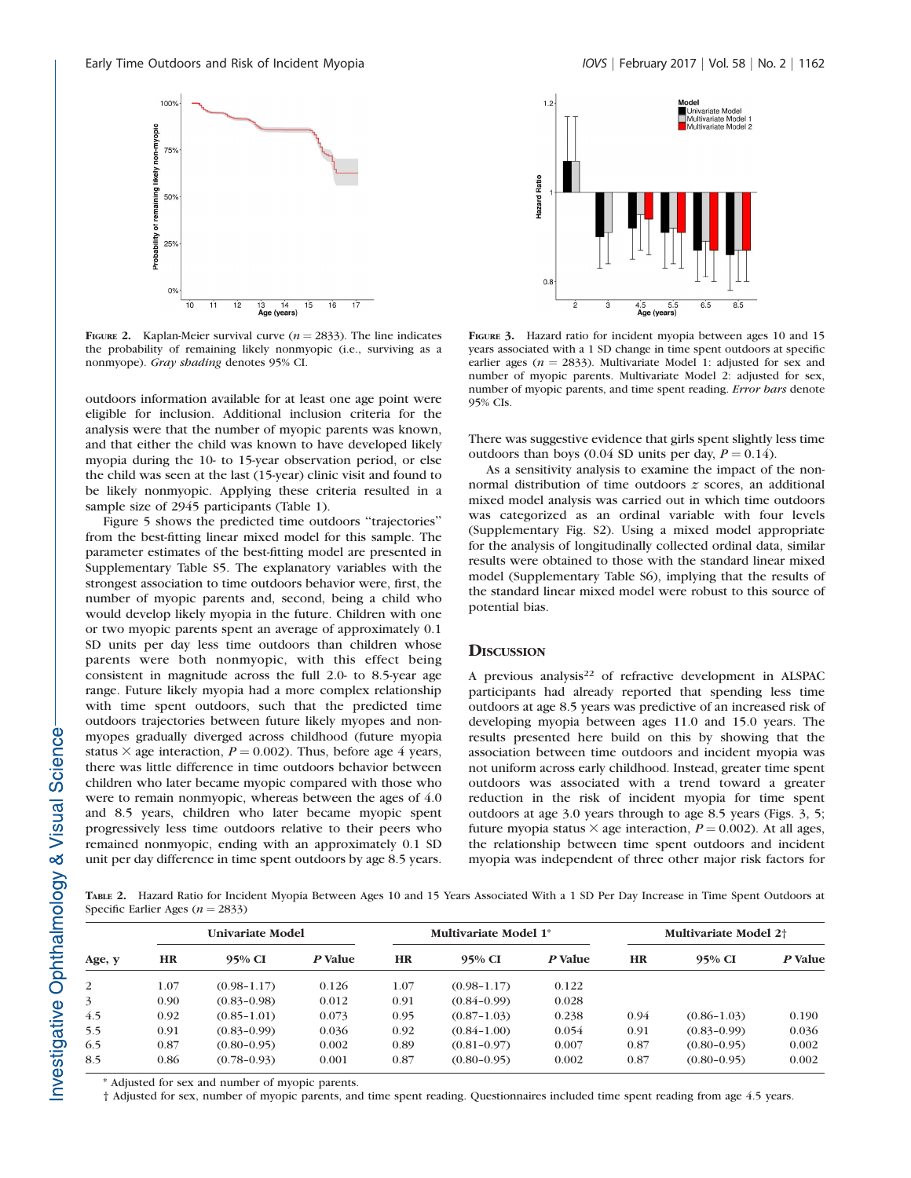FIGURE 2. Kaplan-Meier survival curve ($n = 2833$). The line indicates the probability of remaining likely nonmyopic (i.e., surviving as a nonmyope). *Gray shading* denotes 95% CI.

FIGURE 3. Hazard ratio for incident myopia between ages 10 and 15 years associated with a 1 SD change in time spent outdoors at specific earlier ages ($n = 2833$). Multivariate Model 1: adjusted for sex and number of myopic parents. Multivariate Model 2: adjusted for sex, number of myopic parents, and time spent reading. *Error bars* denote 95% CIs.

outdoors information available for at least one age point were eligible for inclusion. Additional inclusion criteria for the analysis were that the number of myopic parents was known, and that either the child was known to have developed likely myopia during the 10- to 15-year observation period, or else the child was seen at the last (15-year) clinic visit and found to be likely nonmyopic. Applying these criteria resulted in a sample size of 2945 participants (Table 1).

Figure 5 shows the predicted time outdoors "trajectories" from the best-fitting linear mixed model for this sample. The parameter estimates of the best-fitting model are presented in Supplementary Table S5. The explanatory variables with the strongest association to time outdoors behavior were, first, the number of myopic parents and, second, being a child who would develop likely myopia in the future. Children with one or two myopic parents spent an average of approximately 0.1 SD units per day less time outdoors than children whose parents were both nonmyopic, with this effect being consistent in magnitude across the full 2.0- to 8.5-year age range. Future likely myopia had a more complex relationship with time spent outdoors, such that the predicted time outdoors trajectories between future likely myopes and non-myopes gradually diverged across childhood (future myopia status × age interaction, $P = 0.002$). Thus, before age 4 years, there was little difference in time outdoors behavior between children who later became myopic compared with those who were to remain nonmyopic, whereas between the ages of 4.0 and 8.5 years, children who later became myopic spent progressively less time outdoors relative to their peers who remained nonmyopic, ending with an approximately 0.1 SD unit per day difference in time spent outdoors by age 8.5 years. There was suggestive evidence that girls spent slightly less time outdoors than boys (0.04 SD units per day, $P = 0.14$).

As a sensitivity analysis to examine the impact of the non-normal distribution of time outdoors $z$ scores, an additional mixed model analysis was carried out in which time outdoors was categorized as an ordinal variable with four levels (Supplementary Fig. S2). Using a mixed model appropriate for the analysis of longitudinally collected ordinal data, similar results were obtained to those with the standard linear mixed model (Supplementary Table S6), implying that the results of the standard linear mixed model were robust to this source of potential bias.

## DISCUSSION

A previous analysis[22] of refractive development in ALSPAC participants had already reported that spending less time outdoors at age 8.5 years was predictive of an increased risk of developing myopia between ages 11.0 and 15.0 years. The results presented here build on this by showing that the association between time outdoors and incident myopia was not uniform across early childhood. Instead, greater time spent outdoors was associated with a trend toward a greater reduction in the risk of incident myopia for time spent outdoors at age 3.0 years through to age 8.5 years (Figs. 3, 5; future myopia status × age interaction, $P = 0.002$). At all ages, the relationship between time spent outdoors and incident myopia was independent of three other major risk factors for

TABLE 2. Hazard Ratio for Incident Myopia Between Ages 10 and 15 Years Associated With a 1 SD Per Day Increase in Time Spent Outdoors at Specific Earlier Ages ($n = 2833$)

| Age, y | Univariate Model | | | Multivariate Model 1* | | | Multivariate Model 2† | | |
|---|---|---|---|---|---|---|---|---|---|
| | HR | 95% CI | P Value | HR | 95% CI | P Value | HR | 95% CI | P Value |
| 2 | 1.07 | (0.98–1.17) | 0.126 | 1.07 | (0.98–1.17) | 0.122 | | | |
| 3 | 0.90 | (0.83–0.98) | 0.012 | 0.91 | (0.84–0.99) | 0.028 | | | |
| 4.5 | 0.92 | (0.85–1.01) | 0.073 | 0.95 | (0.87–1.03) | 0.238 | 0.94 | (0.86–1.03) | 0.190 |
| 5.5 | 0.91 | (0.83–0.99) | 0.036 | 0.92 | (0.84–1.00) | 0.054 | 0.91 | (0.83–0.99) | 0.036 |
| 6.5 | 0.87 | (0.80–0.95) | 0.002 | 0.89 | (0.81–0.97) | 0.007 | 0.87 | (0.80–0.95) | 0.002 |
| 8.5 | 0.86 | (0.78–0.93) | 0.001 | 0.87 | (0.80–0.95) | 0.002 | 0.87 | (0.80–0.95) | 0.002 |

* Adjusted for sex and number of myopic parents.
† Adjusted for sex, number of myopic parents, and time spent reading. Questionnaires included time spent reading from age 4.5 years.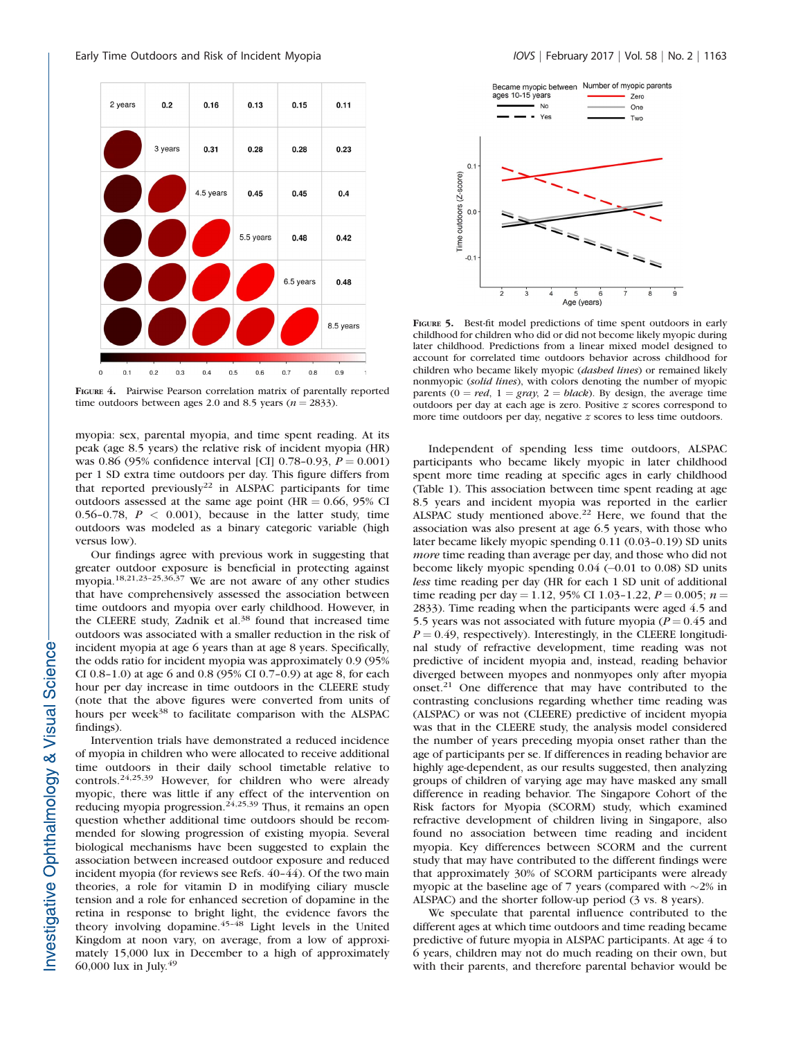FIGURE 4. Pairwise Pearson correlation matrix of parentally reported time outdoors between ages 2.0 and 8.5 years ($n = 2833$).

FIGURE 5. Best-fit model predictions of time spent outdoors in early childhood for children who did or did not become likely myopic during later childhood. Predictions from a linear mixed model designed to account for correlated time outdoors behavior across childhood for children who became likely myopic (*dashed lines*) or remained likely nonmyopic (*solid lines*), with colors denoting the number of myopic parents (0 = *red*, 1 = *gray*, 2 = *black*). By design, the average time outdoors per day at each age is zero. Positive $z$ scores correspond to more time outdoors per day, negative $z$ scores to less time outdoors.

myopia: sex, parental myopia, and time spent reading. At its peak (age 8.5 years) the relative risk of incident myopia (HR) was 0.86 (95% confidence interval [CI] 0.78–0.93, $P = 0.001$) per 1 SD extra time outdoors per day. This figure differs from that reported previously[22] in ALSPAC participants for time outdoors assessed at the same age point (HR = 0.66, 95% CI 0.56–0.78, $P < 0.001$), because in the latter study, time outdoors was modeled as a binary categoric variable (high versus low).

Our findings agree with previous work in suggesting that greater outdoor exposure is beneficial in protecting against myopia.[18,21,23–25,36,37] We are not aware of any other studies that have comprehensively assessed the association between time outdoors and myopia over early childhood. However, in the CLEERE study, Zadnik et al.[38] found that increased time outdoors was associated with a smaller reduction in the risk of incident myopia at age 6 years than at age 8 years. Specifically, the odds ratio for incident myopia was approximately 0.9 (95% CI 0.8–1.0) at age 6 and 0.8 (95% CI 0.7–0.9) at age 8, for each hour per day increase in time outdoors in the CLEERE study (note that the above figures were converted from units of hours per week[38] to facilitate comparison with the ALSPAC findings).

Intervention trials have demonstrated a reduced incidence of myopia in children who were allocated to receive additional time outdoors in their daily school timetable relative to controls.[24,25,39] However, for children who were already myopic, there was little if any effect of the intervention on reducing myopia progression.[24,25,39] Thus, it remains an open question whether additional time outdoors should be recommended for slowing progression of existing myopia. Several biological mechanisms have been suggested to explain the association between increased outdoor exposure and reduced incident myopia (for reviews see Refs. 40–44). Of the two main theories, a role for vitamin D in modifying ciliary muscle tension and a role for the enhanced secretion of dopamine in the retina in response to bright light, the evidence favors the theory involving dopamine.[45–48] Light levels in the United Kingdom at noon vary, on average, from a low of approximately 15,000 lux in December to a high of approximately 60,000 lux in July.[49]

Independent of spending less time outdoors, ALSPAC participants who became likely myopic in later childhood spent more time reading at specific ages in early childhood (Table 1). This association between time spent reading at age 8.5 years and incident myopia was reported in the earlier ALSPAC study mentioned above.[22] Here, we found that the association was also present at age 6.5 years, with those who later became likely myopic spending 0.11 (0.03–0.19) SD units *more* time reading than average per day, and those who did not become likely myopic spending 0.04 (−0.01 to 0.08) SD units *less* time reading per day (HR for each 1 SD unit of additional time reading per day = 1.12, 95% CI 1.03–1.22, $P = 0.005$; $n = 2833$). Time reading when the participants were aged 4.5 and 5.5 years was not associated with future myopia ($P = 0.45$ and $P = 0.49$, respectively). Interestingly, in the CLEERE longitudinal study of refractive development, time reading was not predictive of incident myopia and, instead, reading behavior diverged between myopes and nonmyopes only after myopia onset.[21] One difference that may have contributed to the contrasting conclusions regarding whether time reading was (ALSPAC) or was not (CLEERE) predictive of incident myopia was that in the CLEERE study, the analysis model considered the number of years preceding myopia onset rather than the age of participants per se. If differences in reading behavior are highly age-dependent, as our results suggested, then analyzing groups of children of varying age may have masked any small difference in reading behavior. The Singapore Cohort of the Risk factors for Myopia (SCORM) study, which examined refractive development of children living in Singapore, also found no association between time reading and incident myopia. Key differences between SCORM and the current study that may have contributed to the different findings were that approximately 30% of SCORM participants were already myopic at the baseline age of 7 years (compared with ~2% in ALSPAC) and the shorter follow-up period (3 vs. 8 years).

We speculate that parental influence contributed to the different ages at which time outdoors and time reading became predictive of future myopia in ALSPAC participants. At age 4 to 6 years, children may not do much reading on their own, but with their parents, and therefore parental behavior would be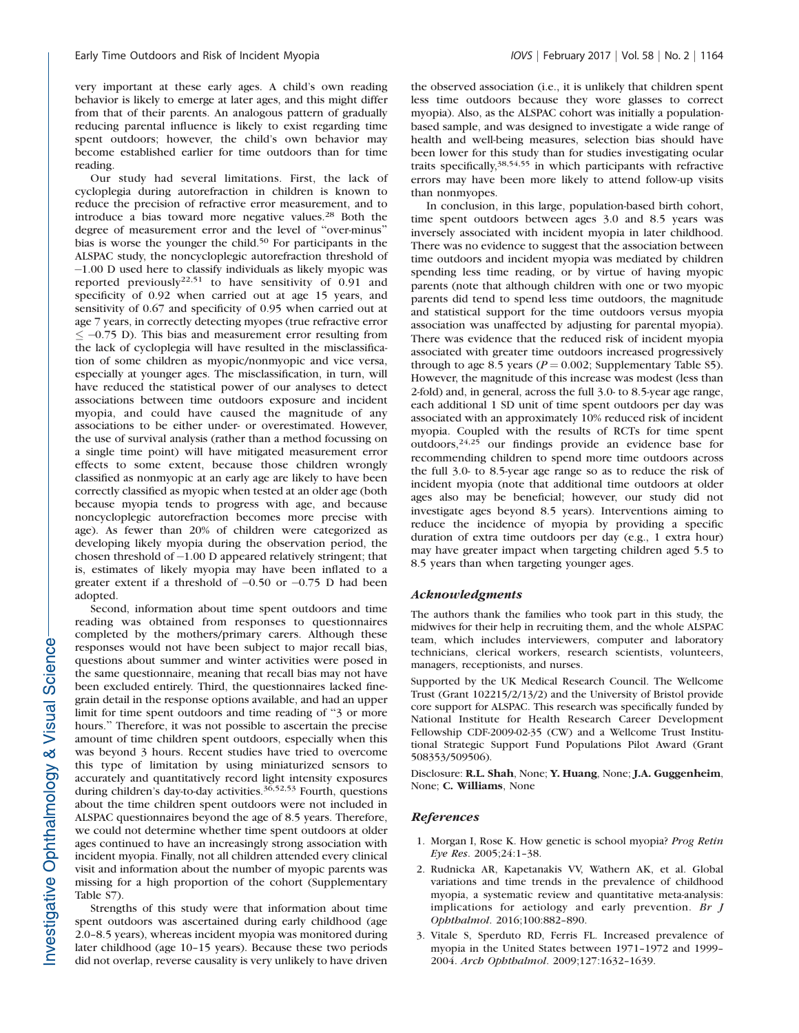very important at these early ages. A child's own reading behavior is likely to emerge at later ages, and this might differ from that of their parents. An analogous pattern of gradually reducing parental influence is likely to exist regarding time spent outdoors; however, the child's own behavior may become established earlier for time outdoors than for time reading.

Our study had several limitations. First, the lack of cycloplegia during autorefraction in children is known to reduce the precision of refractive error measurement, and to introduce a bias toward more negative values.[28] Both the degree of measurement error and the level of "over-minus" bias is worse the younger the child.[50] For participants in the ALSPAC study, the noncycloplegic autorefraction threshold of −1.00 D used here to classify individuals as likely myopic was reported previously[22,51] to have sensitivity of 0.91 and specificity of 0.92 when carried out at age 15 years, and sensitivity of 0.67 and specificity of 0.95 when carried out at age 7 years, in correctly detecting myopes (true refractive error $\leq -0.75$ D). This bias and measurement error resulting from the lack of cycloplegia will have resulted in the misclassification of some children as myopic/nonmyopic and vice versa, especially at younger ages. The misclassification, in turn, will have reduced the statistical power of our analyses to detect associations between time outdoors exposure and incident myopia, and could have caused the magnitude of any associations to be either under- or overestimated. However, the use of survival analysis (rather than a method focussing on a single time point) will have mitigated measurement error effects to some extent, because those children wrongly classified as nonmyopic at an early age are likely to have been correctly classified as myopic when tested at an older age (both because myopia tends to progress with age, and because noncycloplegic autorefraction becomes more precise with age). As fewer than 20% of children were categorized as developing likely myopia during the observation period, the chosen threshold of −1.00 D appeared relatively stringent; that is, estimates of likely myopia may have been inflated to a greater extent if a threshold of −0.50 or −0.75 D had been adopted.

Second, information about time spent outdoors and time reading was obtained from responses to questionnaires completed by the mothers/primary carers. Although these responses would not have been subject to major recall bias, questions about summer and winter activities were posed in the same questionnaire, meaning that recall bias may not have been excluded entirely. Third, the questionnaires lacked fine-grain detail in the response options available, and had an upper limit for time spent outdoors and time reading of "3 or more hours." Therefore, it was not possible to ascertain the precise amount of time children spent outdoors, especially when this was beyond 3 hours. Recent studies have tried to overcome this type of limitation by using miniaturized sensors to accurately and quantitatively record light intensity exposures during children's day-to-day activities.[36,52,53] Fourth, questions about the time children spent outdoors were not included in ALSPAC questionnaires beyond the age of 8.5 years. Therefore, we could not determine whether time spent outdoors at older ages continued to have an increasingly strong association with incident myopia. Finally, not all children attended every clinical visit and information about the number of myopic parents was missing for a high proportion of the cohort (Supplementary Table S7).

Strengths of this study were that information about time spent outdoors was ascertained during early childhood (age 2.0–8.5 years), whereas incident myopia was monitored during later childhood (age 10–15 years). Because these two periods did not overlap, reverse causality is very unlikely to have driven the observed association (i.e., it is unlikely that children spent less time outdoors because they wore glasses to correct myopia). Also, as the ALSPAC cohort was initially a population-based sample, and was designed to investigate a wide range of health and well-being measures, selection bias should have been lower for this study than for studies investigating ocular traits specifically,[38,54,55] in which participants with refractive errors may have been more likely to attend follow-up visits than nonmyopes.

In conclusion, in this large, population-based birth cohort, time spent outdoors between ages 3.0 and 8.5 years was inversely associated with incident myopia in later childhood. There was no evidence to suggest that the association between time outdoors and incident myopia was mediated by children spending less time reading, or by virtue of having myopic parents (note that although children with one or two myopic parents did tend to spend less time outdoors, the magnitude and statistical support for the time outdoors versus myopia association was unaffected by adjusting for parental myopia). There was evidence that the reduced risk of incident myopia associated with greater time outdoors increased progressively through to age 8.5 years ($P = 0.002$; Supplementary Table S5). However, the magnitude of this increase was modest (less than 2-fold) and, in general, across the full 3.0- to 8.5-year age range, each additional 1 SD unit of time spent outdoors per day was associated with an approximately 10% reduced risk of incident myopia. Coupled with the results of RCTs for time spent outdoors,[24,25] our findings provide an evidence base for recommending children to spend more time outdoors across the full 3.0- to 8.5-year age range so as to reduce the risk of incident myopia (note that additional time outdoors at older ages also may be beneficial; however, our study did not investigate ages beyond 8.5 years). Interventions aiming to reduce the incidence of myopia by providing a specific duration of extra time outdoors per day (e.g., 1 extra hour) may have greater impact when targeting children aged 5.5 to 8.5 years than when targeting younger ages.

## *Acknowledgments*

The authors thank the families who took part in this study, the midwives for their help in recruiting them, and the whole ALSPAC team, which includes interviewers, computer and laboratory technicians, clerical workers, research scientists, volunteers, managers, receptionists, and nurses.

Supported by the UK Medical Research Council. The Wellcome Trust (Grant 102215/2/13/2) and the University of Bristol provide core support for ALSPAC. This research was specifically funded by National Institute for Health Research Career Development Fellowship CDF-2009-02-35 (CW) and a Wellcome Trust Institutional Strategic Support Fund Populations Pilot Award (Grant 508353/509506).

Disclosure: **R.L. Shah**, None; **Y. Huang**, None; **J.A. Guggenheim**, None; **C. Williams**, None

## *References*

1. Morgan I, Rose K. How genetic is school myopia? *Prog Retin Eye Res*. 2005;24:1–38.
2. Rudnicka AR, Kapetanakis VV, Wathern AK, et al. Global variations and time trends in the prevalence of childhood myopia, a systematic review and quantitative meta-analysis: implications for aetiology and early prevention. *Br J Ophthalmol*. 2016;100:882–890.
3. Vitale S, Sperduto RD, Ferris FL. Increased prevalence of myopia in the United States between 1971–1972 and 1999–2004. *Arch Ophthalmol*. 2009;127:1632–1639.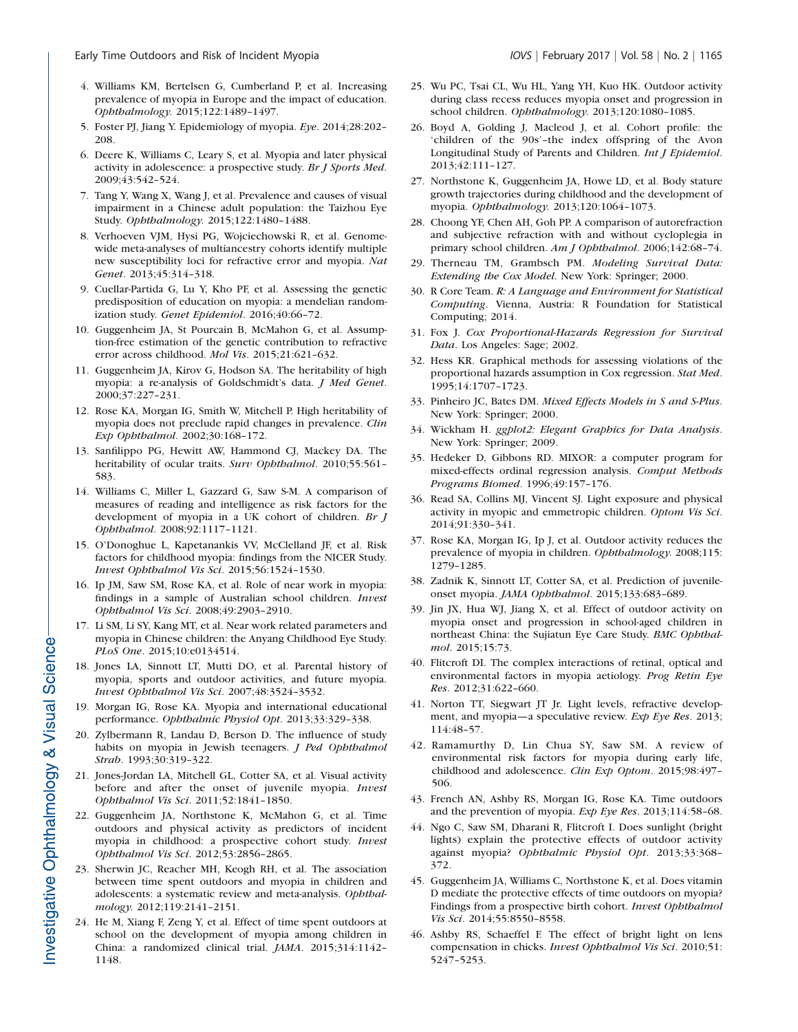4. Williams KM, Bertelsen G, Cumberland P, et al. Increasing prevalence of myopia in Europe and the impact of education. *Ophthalmology.* 2015;122:1489–1497.
5. Foster PJ, Jiang Y. Epidemiology of myopia. *Eye*. 2014;28:202–208.
6. Deere K, Williams C, Leary S, et al. Myopia and later physical activity in adolescence: a prospective study. *Br J Sports Med*. 2009;43:542–524.
7. Tang Y, Wang X, Wang J, et al. Prevalence and causes of visual impairment in a Chinese adult population: the Taizhou Eye Study. *Ophthalmology.* 2015;122:1480–1488.
8. Verhoeven VJM, Hysi PG, Wojciechowski R, et al. Genome-wide meta-analyses of multiancestry cohorts identify multiple new susceptibility loci for refractive error and myopia. *Nat Genet*. 2013;45:314–318.
9. Cuellar-Partida G, Lu Y, Kho PF, et al. Assessing the genetic predisposition of education on myopia: a mendelian randomization study. *Genet Epidemiol*. 2016;40:66–72.
10. Guggenheim JA, St Pourcain B, McMahon G, et al. Assumption-free estimation of the genetic contribution to refractive error across childhood. *Mol Vis*. 2015;21:621–632.
11. Guggenheim JA, Kirov G, Hodson SA. The heritability of high myopia: a re-analysis of Goldschmidt's data. *J Med Genet*. 2000;37:227–231.
12. Rose KA, Morgan IG, Smith W, Mitchell P. High heritability of myopia does not preclude rapid changes in prevalence. *Clin Exp Ophthalmol*. 2002;30:168–172.
13. Sanfilippo PG, Hewitt AW, Hammond CJ, Mackey DA. The heritability of ocular traits. *Surv Ophthalmol*. 2010;55:561–583.
14. Williams C, Miller L, Gazzard G, Saw S-M. A comparison of measures of reading and intelligence as risk factors for the development of myopia in a UK cohort of children. *Br J Ophthalmol*. 2008;92:1117–1121.
15. O'Donoghue L, Kapetanankis VV, McClelland JF, et al. Risk factors for childhood myopia: findings from the NICER Study. *Invest Ophthalmol Vis Sci*. 2015;56:1524–1530.
16. Ip JM, Saw SM, Rose KA, et al. Role of near work in myopia: findings in a sample of Australian school children. *Invest Ophthalmol Vis Sci*. 2008;49:2903–2910.
17. Li SM, Li SY, Kang MT, et al. Near work related parameters and myopia in Chinese children: the Anyang Childhood Eye Study. *PLoS One*. 2015;10:e0134514.
18. Jones LA, Sinnott LT, Mutti DO, et al. Parental history of myopia, sports and outdoor activities, and future myopia. *Invest Ophthalmol Vis Sci*. 2007;48:3524–3532.
19. Morgan IG, Rose KA. Myopia and international educational performance. *Ophthalmic Physiol Opt*. 2013;33:329–338.
20. Zylbermann R, Landau D, Berson D. The influence of study habits on myopia in Jewish teenagers. *J Ped Ophthalmol Strab*. 1993;30:319–322.
21. Jones-Jordan LA, Mitchell GL, Cotter SA, et al. Visual activity before and after the onset of juvenile myopia. *Invest Ophthalmol Vis Sci*. 2011;52:1841–1850.
22. Guggenheim JA, Northstone K, McMahon G, et al. Time outdoors and physical activity as predictors of incident myopia in childhood: a prospective cohort study. *Invest Ophthalmol Vis Sci*. 2012;53:2856–2865.
23. Sherwin JC, Reacher MH, Keogh RH, et al. The association between time spent outdoors and myopia in children and adolescents: a systematic review and meta-analysis. *Ophthalmology.* 2012;119:2141–2151.
24. He M, Xiang F, Zeng Y, et al. Effect of time spent outdoors at school on the development of myopia among children in China: a randomized clinical trial. *JAMA*. 2015;314:1142–1148.
25. Wu PC, Tsai CL, Wu HL, Yang YH, Kuo HK. Outdoor activity during class recess reduces myopia onset and progression in school children. *Ophthalmology.* 2013;120:1080–1085.
26. Boyd A, Golding J, Macleod J, et al. Cohort profile: the 'children of the 90s'–the index offspring of the Avon Longitudinal Study of Parents and Children. *Int J Epidemiol*. 2013;42:111–127.
27. Northstone K, Guggenheim JA, Howe LD, et al. Body stature growth trajectories during childhood and the development of myopia. *Ophthalmology.* 2013;120:1064–1073.
28. Choong YF, Chen AH, Goh PP. A comparison of autorefraction and subjective refraction with and without cycloplegia in primary school children. *Am J Ophthalmol*. 2006;142:68–74.
29. Therneau TM, Grambsch PM. *Modeling Survival Data: Extending the Cox Model*. New York: Springer; 2000.
30. R Core Team. *R: A Language and Environment for Statistical Computing*. Vienna, Austria: R Foundation for Statistical Computing; 2014.
31. Fox J. *Cox Proportional-Hazards Regression for Survival Data*. Los Angeles: Sage; 2002.
32. Hess KR. Graphical methods for assessing violations of the proportional hazards assumption in Cox regression. *Stat Med*. 1995;14:1707–1723.
33. Pinheiro JC, Bates DM. *Mixed Effects Models in S and S-Plus*. New York: Springer; 2000.
34. Wickham H. *ggplot2: Elegant Graphics for Data Analysis*. New York: Springer; 2009.
35. Hedeker D, Gibbons RD. MIXOR: a computer program for mixed-effects ordinal regression analysis. *Comput Methods Programs Biomed*. 1996;49:157–176.
36. Read SA, Collins MJ, Vincent SJ. Light exposure and physical activity in myopic and emmetropic children. *Optom Vis Sci*. 2014;91:330–341.
37. Rose KA, Morgan IG, Ip J, et al. Outdoor activity reduces the prevalence of myopia in children. *Ophthalmology.* 2008;115:1279–1285.
38. Zadnik K, Sinnott LT, Cotter SA, et al. Prediction of juvenile-onset myopia. *JAMA Ophthalmol*. 2015;133:683–689.
39. Jin JX, Hua WJ, Jiang X, et al. Effect of outdoor activity on myopia onset and progression in school-aged children in northeast China: the Sujiatun Eye Care Study. *BMC Ophthalmol*. 2015;15:73.
40. Flitcroft DI. The complex interactions of retinal, optical and environmental factors in myopia aetiology. *Prog Retin Eye Res*. 2012;31:622–660.
41. Norton TT, Siegwart JT Jr. Light levels, refractive development, and myopia—a speculative review. *Exp Eye Res*. 2013;114:48–57.
42. Ramamurthy D, Lin Chua SY, Saw SM. A review of environmental risk factors for myopia during early life, childhood and adolescence. *Clin Exp Optom*. 2015;98:497–506.
43. French AN, Ashby RS, Morgan IG, Rose KA. Time outdoors and the prevention of myopia. *Exp Eye Res*. 2013;114:58–68.
44. Ngo C, Saw SM, Dharani R, Flitcroft I. Does sunlight (bright lights) explain the protective effects of outdoor activity against myopia? *Ophthalmic Physiol Opt*. 2013;33:368–372.
45. Guggenheim JA, Williams C, Northstone K, et al. Does vitamin D mediate the protective effects of time outdoors on myopia? Findings from a prospective birth cohort. *Invest Ophthalmol Vis Sci*. 2014;55:8550–8558.
46. Ashby RS, Schaeffel F. The effect of bright light on lens compensation in chicks. *Invest Ophthalmol Vis Sci*. 2010;51:5247–5253.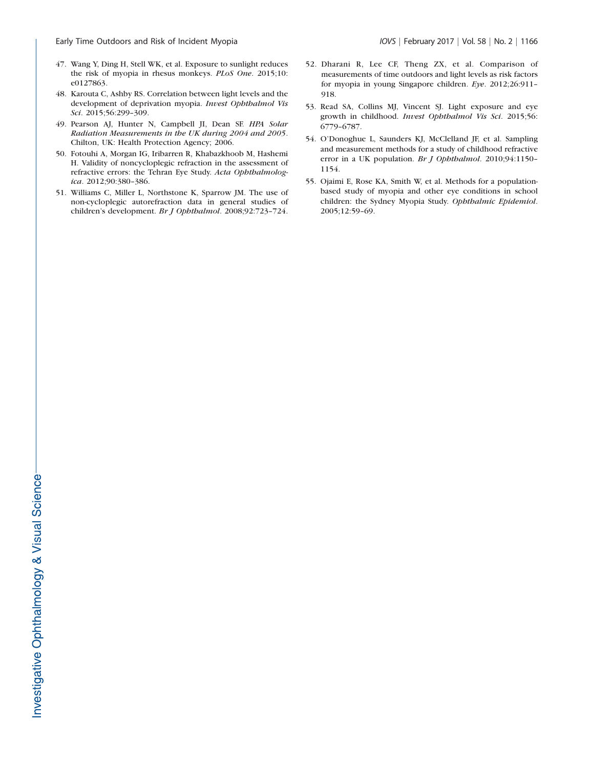47. Wang Y, Ding H, Stell WK, et al. Exposure to sunlight reduces the risk of myopia in rhesus monkeys. *PLoS One*. 2015;10: e0127863.
48. Karouta C, Ashby RS. Correlation between light levels and the development of deprivation myopia. *Invest Ophthalmol Vis Sci*. 2015;56:299–309.
49. Pearson AJ, Hunter N, Campbell JI, Dean SF. *HPA Solar Radiation Measurements in the UK during 2004 and 2005*. Chilton, UK: Health Protection Agency; 2006.
50. Fotouhi A, Morgan IG, Iribarren R, Khabazkhoob M, Hashemi H. Validity of noncycloplegic refraction in the assessment of refractive errors: the Tehran Eye Study. *Acta Ophthalmologica*. 2012;90:380–386.
51. Williams C, Miller L, Northstone K, Sparrow JM. The use of non-cycloplegic autorefraction data in general studies of children's development. *Br J Ophthalmol*. 2008;92:723–724.
52. Dharani R, Lee CF, Theng ZX, et al. Comparison of measurements of time outdoors and light levels as risk factors for myopia in young Singapore children. *Eye*. 2012;26:911–918.
53. Read SA, Collins MJ, Vincent SJ. Light exposure and eye growth in childhood. *Invest Ophthalmol Vis Sci*. 2015;56: 6779–6787.
54. O'Donoghue L, Saunders KJ, McClelland JF, et al. Sampling and measurement methods for a study of childhood refractive error in a UK population. *Br J Ophthalmol*. 2010;94:1150–1154.
55. Ojaimi E, Rose KA, Smith W, et al. Methods for a population-based study of myopia and other eye conditions in school children: the Sydney Myopia Study. *Ophthalmic Epidemiol*. 2005;12:59–69.